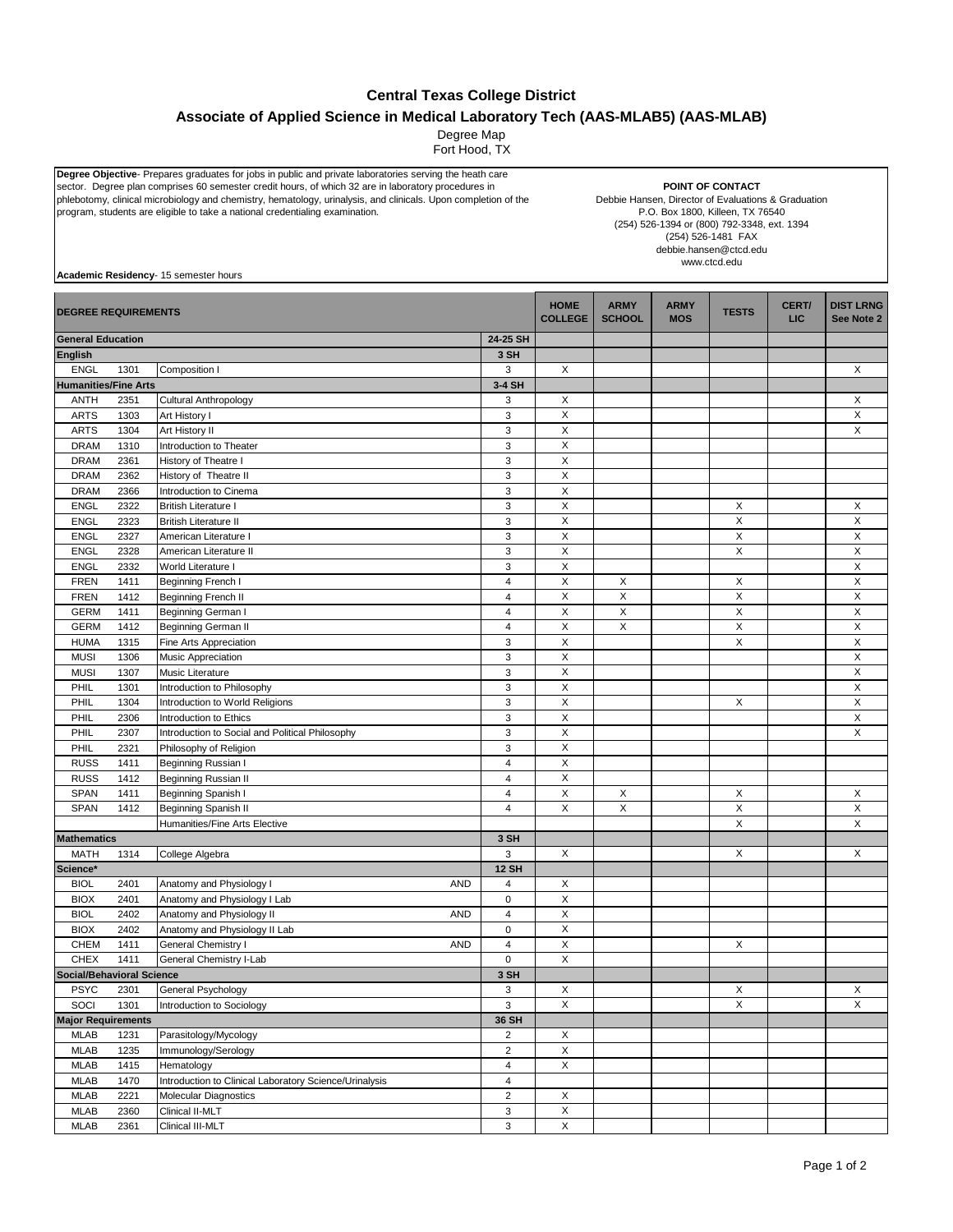# Central Texas College District

## Associate of Applied Science in Medical Laboratory Tech (AAS-MLAB5) (AAS-MLAB)

Degree Map
Fort Hood, TX

**Degree Objective**- Prepares graduates for jobs in public and private laboratories serving the heath care sector. Degree plan comprises 60 semester credit hours, of which 32 are in laboratory procedures in phlebotomy, clinical microbiology and chemistry, hematology, urinalysis, and clinicals. Upon completion of the program, students are eligible to take a national credentialing examination.

**POINT OF CONTACT**
Debbie Hansen, Director of Evaluations & Graduation
P.O. Box 1800, Killeen, TX 76540
(254) 526-1394 or (800) 792-3348, ext. 1394
(254) 526-1481 FAX
debbie.hansen@ctcd.edu
www.ctcd.edu

**Academic Residency**- 15 semester hours

| DEGREE REQUIREMENTS | | | | | HOME COLLEGE | ARMY SCHOOL | ARMY MOS | TESTS | CERT/ LIC | DIST LRNG See Note 2 |
|---|---|---|---|---|---|---|---|---|---|---|
| **General Education** | | | | 24-25 SH | | | | | | |
| **English** | | | | 3 SH | | | | | | |
| ENGL | 1301 | Composition I | | 3 | X | | | | | X |
| **Humanities/Fine Arts** | | | | 3-4 SH | | | | | | |
| ANTH | 2351 | Cultural Anthropology | | 3 | X | | | | | X |
| ARTS | 1303 | Art History I | | 3 | X | | | | | X |
| ARTS | 1304 | Art History II | | 3 | X | | | | | X |
| DRAM | 1310 | Introduction to Theater | | 3 | X | | | | | |
| DRAM | 2361 | History of Theatre I | | 3 | X | | | | | |
| DRAM | 2362 | History of Theatre II | | 3 | X | | | | | |
| DRAM | 2366 | Introduction to Cinema | | 3 | X | | | | | |
| ENGL | 2322 | British Literature I | | 3 | X | | | X | | X |
| ENGL | 2323 | British Literature II | | 3 | X | | | X | | X |
| ENGL | 2327 | American Literature I | | 3 | X | | | X | | X |
| ENGL | 2328 | American Literature II | | 3 | X | | | X | | X |
| ENGL | 2332 | World Literature I | | 3 | X | | | | | X |
| FREN | 1411 | Beginning French I | | 4 | X | X | | X | | X |
| FREN | 1412 | Beginning French II | | 4 | X | X | | X | | X |
| GERM | 1411 | Beginning German I | | 4 | X | X | | X | | X |
| GERM | 1412 | Beginning German II | | 4 | X | X | | X | | X |
| HUMA | 1315 | Fine Arts Appreciation | | 3 | X | | | X | | X |
| MUSI | 1306 | Music Appreciation | | 3 | X | | | | | X |
| MUSI | 1307 | Music Literature | | 3 | X | | | | | X |
| PHIL | 1301 | Introduction to Philosophy | | 3 | X | | | | | X |
| PHIL | 1304 | Introduction to World Religions | | 3 | X | | | X | | X |
| PHIL | 2306 | Introduction to Ethics | | 3 | X | | | | | X |
| PHIL | 2307 | Introduction to Social and Political Philosophy | | 3 | X | | | | | X |
| PHIL | 2321 | Philosophy of Religion | | 3 | X | | | | | |
| RUSS | 1411 | Beginning Russian I | | 4 | X | | | | | |
| RUSS | 1412 | Beginning Russian II | | 4 | X | | | | | |
| SPAN | 1411 | Beginning Spanish I | | 4 | X | X | | X | | X |
| SPAN | 1412 | Beginning Spanish II | | 4 | X | X | | X | | X |
| | | Humanities/Fine Arts Elective | | | | | | X | | X |
| **Mathematics** | | | | 3 SH | | | | | | |
| MATH | 1314 | College Algebra | | 3 | X | | | X | | X |
| **Science*** | | | | 12 SH | | | | | | |
| BIOL | 2401 | Anatomy and Physiology I | AND | 4 | X | | | | | |
| BIOX | 2401 | Anatomy and Physiology I Lab | | 0 | X | | | | | |
| BIOL | 2402 | Anatomy and Physiology II | AND | 4 | X | | | | | |
| BIOX | 2402 | Anatomy and Physiology II Lab | | 0 | X | | | | | |
| CHEM | 1411 | General Chemistry I | AND | 4 | X | | | X | | |
| CHEX | 1411 | General Chemistry I-Lab | | 0 | X | | | | | |
| **Social/Behavioral Science** | | | | 3 SH | | | | | | |
| PSYC | 2301 | General Psychology | | 3 | X | | | X | | X |
| SOCI | 1301 | Introduction to Sociology | | 3 | X | | | X | | X |
| **Major Requirements** | | | | 36 SH | | | | | | |
| MLAB | 1231 | Parasitology/Mycology | | 2 | X | | | | | |
| MLAB | 1235 | Immunology/Serology | | 2 | X | | | | | |
| MLAB | 1415 | Hematology | | 4 | X | | | | | |
| MLAB | 1470 | Introduction to Clinical Laboratory Science/Urinalysis | | 4 | | | | | | |
| MLAB | 2221 | Molecular Diagnostics | | 2 | X | | | | | |
| MLAB | 2360 | Clinical II-MLT | | 3 | X | | | | | |
| MLAB | 2361 | Clinical III-MLT | | 3 | X | | | | | |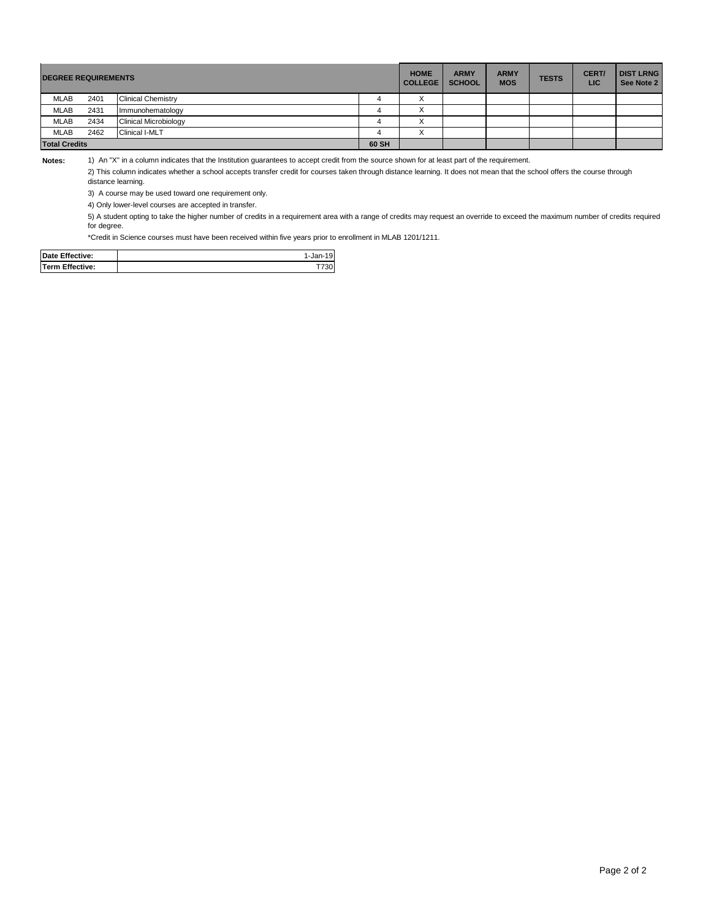| DEGREE REQUIREMENTS | | | | HOME COLLEGE | ARMY SCHOOL | ARMY MOS | TESTS | CERT/ LIC | DIST LRNG See Note 2 |
|---|---|---|---|---|---|---|---|---|---|
| MLAB | 2401 | Clinical Chemistry | 4 | X | | | | | |
| MLAB | 2431 | Immunohematology | 4 | X | | | | | |
| MLAB | 2434 | Clinical Microbiology | 4 | X | | | | | |
| MLAB | 2462 | Clinical I-MLT | 4 | X | | | | | |
| **Total Credits** | | | **60 SH** | | | | | | |

**Notes:**

1) An "X" in a column indicates that the Institution guarantees to accept credit from the source shown for at least part of the requirement.

2) This column indicates whether a school accepts transfer credit for courses taken through distance learning. It does not mean that the school offers the course through distance learning.

3) A course may be used toward one requirement only.

4) Only lower-level courses are accepted in transfer.

5) A student opting to take the higher number of credits in a requirement area with a range of credits may request an override to exceed the maximum number of credits required for degree.

*Credit in Science courses must have been received within five years prior to enrollment in MLAB 1201/1211.

| | |
|---|---|
| **Date Effective:** | 1-Jan-19 |
| **Term Effective:** | T730 |